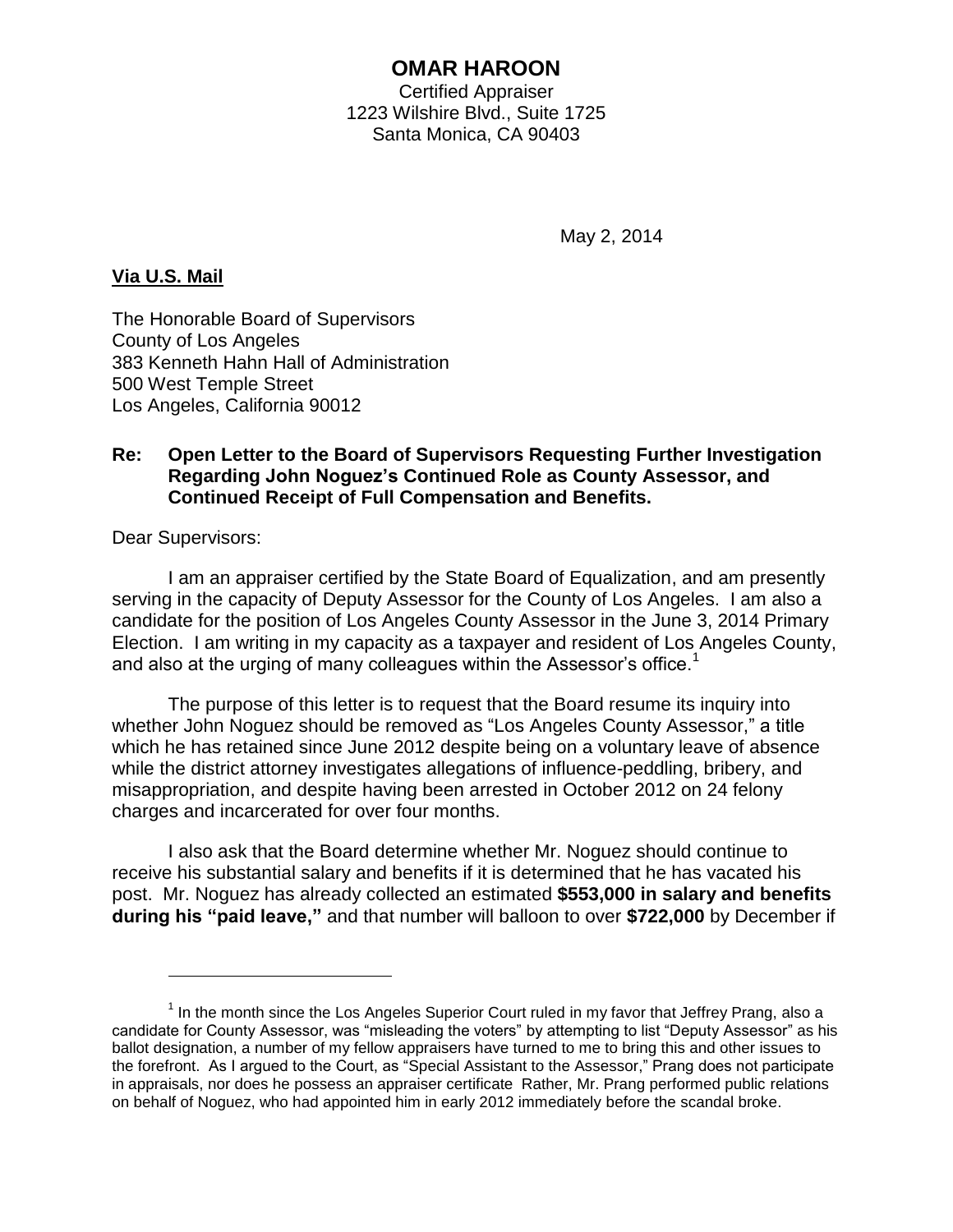# OMAR HAROON

Certified Appraiser
1223 Wilshire Blvd., Suite 1725
Santa Monica, CA 90403

May 2, 2014

**Via U.S. Mail**

The Honorable Board of Supervisors
County of Los Angeles
383 Kenneth Hahn Hall of Administration
500 West Temple Street
Los Angeles, California 90012

**Re: Open Letter to the Board of Supervisors Requesting Further Investigation Regarding John Noguez's Continued Role as County Assessor, and Continued Receipt of Full Compensation and Benefits.**

Dear Supervisors:

I am an appraiser certified by the State Board of Equalization, and am presently serving in the capacity of Deputy Assessor for the County of Los Angeles. I am also a candidate for the position of Los Angeles County Assessor in the June 3, 2014 Primary Election. I am writing in my capacity as a taxpayer and resident of Los Angeles County, and also at the urging of many colleagues within the Assessor's office.[1]

The purpose of this letter is to request that the Board resume its inquiry into whether John Noguez should be removed as "Los Angeles County Assessor," a title which he has retained since June 2012 despite being on a voluntary leave of absence while the district attorney investigates allegations of influence-peddling, bribery, and misappropriation, and despite having been arrested in October 2012 on 24 felony charges and incarcerated for over four months.

I also ask that the Board determine whether Mr. Noguez should continue to receive his substantial salary and benefits if it is determined that he has vacated his post. Mr. Noguez has already collected an estimated **$553,000 in salary and benefits during his "paid leave,"** and that number will balloon to over **$722,000** by December if

---

[1] In the month since the Los Angeles Superior Court ruled in my favor that Jeffrey Prang, also a candidate for County Assessor, was "misleading the voters" by attempting to list "Deputy Assessor" as his ballot designation, a number of my fellow appraisers have turned to me to bring this and other issues to the forefront. As I argued to the Court, as "Special Assistant to the Assessor," Prang does not participate in appraisals, nor does he possess an appraiser certificate Rather, Mr. Prang performed public relations on behalf of Noguez, who had appointed him in early 2012 immediately before the scandal broke.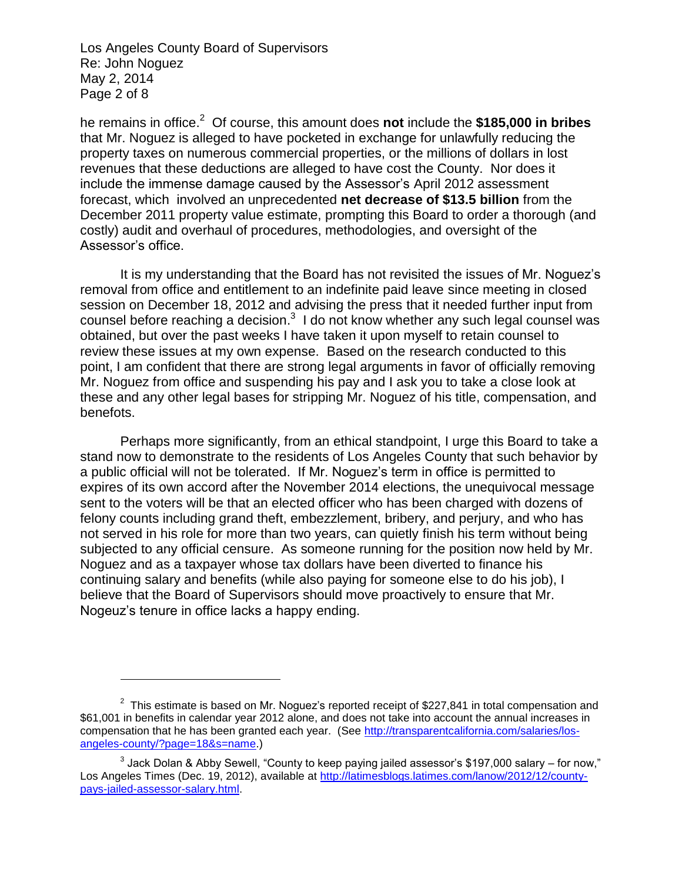he remains in office.[2] Of course, this amount does **not** include the **$185,000 in bribes** that Mr. Noguez is alleged to have pocketed in exchange for unlawfully reducing the property taxes on numerous commercial properties, or the millions of dollars in lost revenues that these deductions are alleged to have cost the County. Nor does it include the immense damage caused by the Assessor's April 2012 assessment forecast, which involved an unprecedented **net decrease of $13.5 billion** from the December 2011 property value estimate, prompting this Board to order a thorough (and costly) audit and overhaul of procedures, methodologies, and oversight of the Assessor's office.

It is my understanding that the Board has not revisited the issues of Mr. Noguez's removal from office and entitlement to an indefinite paid leave since meeting in closed session on December 18, 2012 and advising the press that it needed further input from counsel before reaching a decision.[3] I do not know whether any such legal counsel was obtained, but over the past weeks I have taken it upon myself to retain counsel to review these issues at my own expense. Based on the research conducted to this point, I am confident that there are strong legal arguments in favor of officially removing Mr. Noguez from office and suspending his pay and I ask you to take a close look at these and any other legal bases for stripping Mr. Noguez of his title, compensation, and benefots.

Perhaps more significantly, from an ethical standpoint, I urge this Board to take a stand now to demonstrate to the residents of Los Angeles County that such behavior by a public official will not be tolerated. If Mr. Noguez's term in office is permitted to expires of its own accord after the November 2014 elections, the unequivocal message sent to the voters will be that an elected officer who has been charged with dozens of felony counts including grand theft, embezzlement, bribery, and perjury, and who has not served in his role for more than two years, can quietly finish his term without being subjected to any official censure. As someone running for the position now held by Mr. Noguez and as a taxpayer whose tax dollars have been diverted to finance his continuing salary and benefits (while also paying for someone else to do his job), I believe that the Board of Supervisors should move proactively to ensure that Mr. Nogeuz's tenure in office lacks a happy ending.

---

[2] This estimate is based on Mr. Noguez's reported receipt of $227,841 in total compensation and $61,001 in benefits in calendar year 2012 alone, and does not take into account the annual increases in compensation that he has been granted each year. (See http://transparentcalifornia.com/salaries/los-angeles-county/?page=18&s=name.)

[3] Jack Dolan & Abby Sewell, "County to keep paying jailed assessor's $197,000 salary – for now," Los Angeles Times (Dec. 19, 2012), available at http://latimesblogs.latimes.com/lanow/2012/12/county-pays-jailed-assessor-salary.html.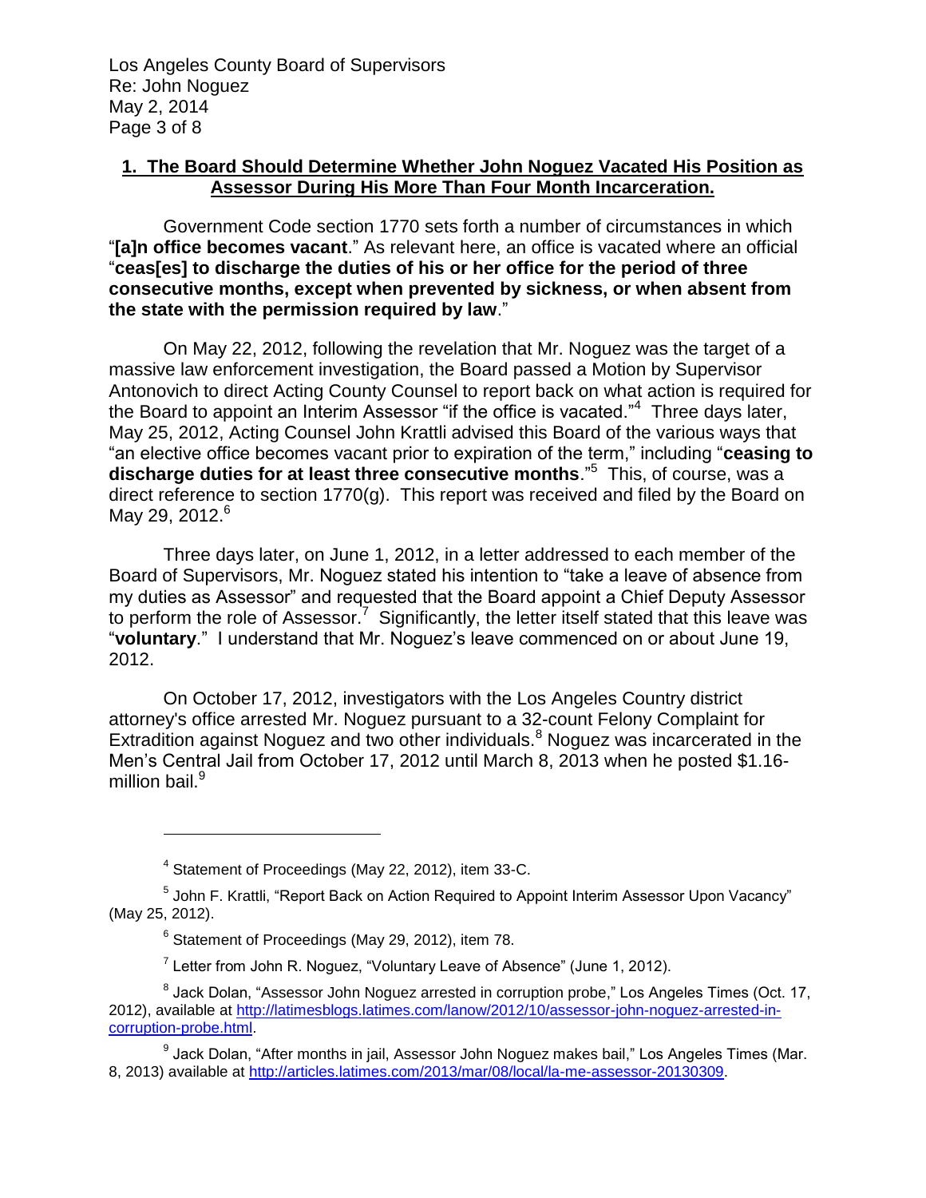**<u>1. The Board Should Determine Whether John Noguez Vacated His Position as Assessor During His More Than Four Month Incarceration.</u>**

Government Code section 1770 sets forth a number of circumstances in which "**[a]n office becomes vacant**." As relevant here, an office is vacated where an official "**ceas[es] to discharge the duties of his or her office for the period of three consecutive months, except when prevented by sickness, or when absent from the state with the permission required by law**."

On May 22, 2012, following the revelation that Mr. Noguez was the target of a massive law enforcement investigation, the Board passed a Motion by Supervisor Antonovich to direct Acting County Counsel to report back on what action is required for the Board to appoint an Interim Assessor "if the office is vacated."[4] Three days later, May 25, 2012, Acting Counsel John Krattli advised this Board of the various ways that "an elective office becomes vacant prior to expiration of the term," including "**ceasing to discharge duties for at least three consecutive months**."[5] This, of course, was a direct reference to section 1770(g). This report was received and filed by the Board on May 29, 2012.[6]

Three days later, on June 1, 2012, in a letter addressed to each member of the Board of Supervisors, Mr. Noguez stated his intention to "take a leave of absence from my duties as Assessor" and requested that the Board appoint a Chief Deputy Assessor to perform the role of Assessor.[7] Significantly, the letter itself stated that this leave was "**voluntary**." I understand that Mr. Noguez's leave commenced on or about June 19, 2012.

On October 17, 2012, investigators with the Los Angeles Country district attorney's office arrested Mr. Noguez pursuant to a 32-count Felony Complaint for Extradition against Noguez and two other individuals.[8] Noguez was incarcerated in the Men's Central Jail from October 17, 2012 until March 8, 2013 when he posted $1.16-million bail.[9]

---

[4] Statement of Proceedings (May 22, 2012), item 33-C.

[5] John F. Krattli, "Report Back on Action Required to Appoint Interim Assessor Upon Vacancy" (May 25, 2012).

[6] Statement of Proceedings (May 29, 2012), item 78.

[7] Letter from John R. Noguez, "Voluntary Leave of Absence" (June 1, 2012).

[8] Jack Dolan, "Assessor John Noguez arrested in corruption probe," Los Angeles Times (Oct. 17, 2012), available at http://latimesblogs.latimes.com/lanow/2012/10/assessor-john-noguez-arrested-in-corruption-probe.html.

[9] Jack Dolan, "After months in jail, Assessor John Noguez makes bail," Los Angeles Times (Mar. 8, 2013) available at http://articles.latimes.com/2013/mar/08/local/la-me-assessor-20130309.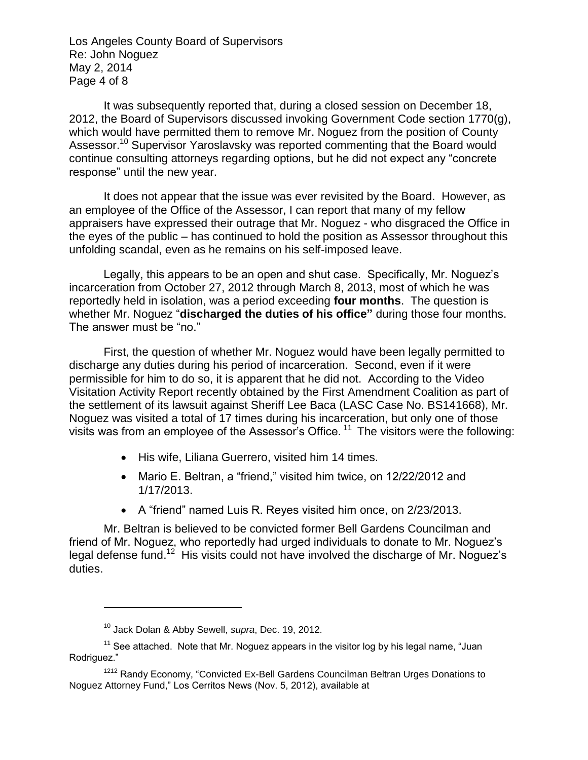It was subsequently reported that, during a closed session on December 18, 2012, the Board of Supervisors discussed invoking Government Code section 1770(g), which would have permitted them to remove Mr. Noguez from the position of County Assessor.[10] Supervisor Yaroslavsky was reported commenting that the Board would continue consulting attorneys regarding options, but he did not expect any "concrete response" until the new year.

It does not appear that the issue was ever revisited by the Board. However, as an employee of the Office of the Assessor, I can report that many of my fellow appraisers have expressed their outrage that Mr. Noguez - who disgraced the Office in the eyes of the public – has continued to hold the position as Assessor throughout this unfolding scandal, even as he remains on his self-imposed leave.

Legally, this appears to be an open and shut case. Specifically, Mr. Noguez's incarceration from October 27, 2012 through March 8, 2013, most of which he was reportedly held in isolation, was a period exceeding **four months**. The question is whether Mr. Noguez "**discharged the duties of his office"** during those four months. The answer must be "no."

First, the question of whether Mr. Noguez would have been legally permitted to discharge any duties during his period of incarceration. Second, even if it were permissible for him to do so, it is apparent that he did not. According to the Video Visitation Activity Report recently obtained by the First Amendment Coalition as part of the settlement of its lawsuit against Sheriff Lee Baca (LASC Case No. BS141668), Mr. Noguez was visited a total of 17 times during his incarceration, but only one of those visits was from an employee of the Assessor's Office.[11] The visitors were the following:

- His wife, Liliana Guerrero, visited him 14 times.
- Mario E. Beltran, a "friend," visited him twice, on 12/22/2012 and 1/17/2013.
- A "friend" named Luis R. Reyes visited him once, on 2/23/2013.

Mr. Beltran is believed to be convicted former Bell Gardens Councilman and friend of Mr. Noguez, who reportedly had urged individuals to donate to Mr. Noguez's legal defense fund.[12] His visits could not have involved the discharge of Mr. Noguez's duties.

---

[10] Jack Dolan & Abby Sewell, *supra*, Dec. 19, 2012.

[11] See attached. Note that Mr. Noguez appears in the visitor log by his legal name, "Juan Rodriguez."

[1212] Randy Economy, "Convicted Ex-Bell Gardens Councilman Beltran Urges Donations to Noguez Attorney Fund," Los Cerritos News (Nov. 5, 2012), available at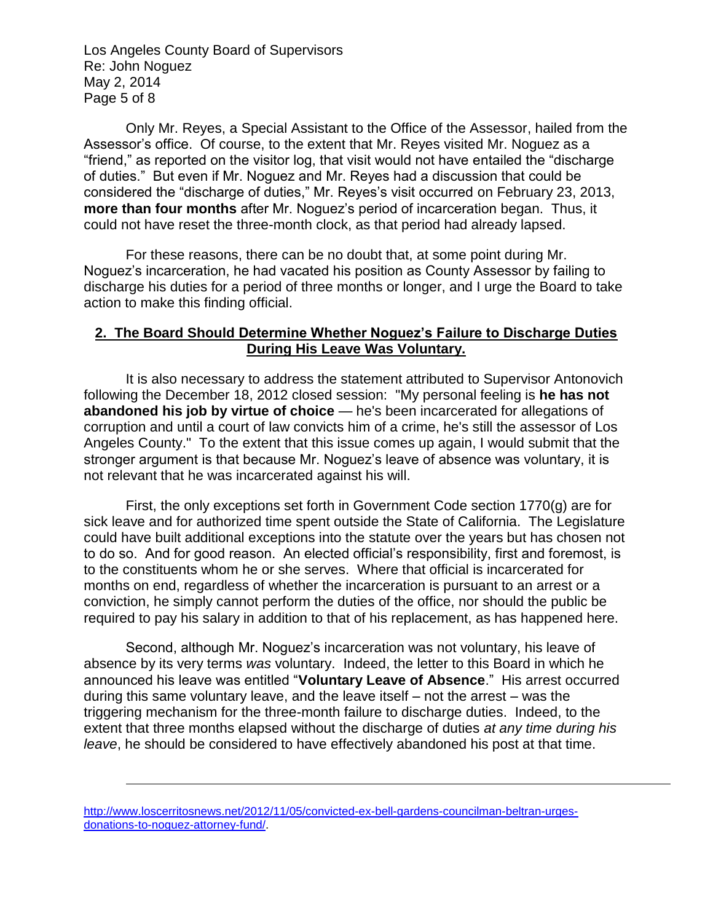Only Mr. Reyes, a Special Assistant to the Office of the Assessor, hailed from the Assessor's office. Of course, to the extent that Mr. Reyes visited Mr. Noguez as a "friend," as reported on the visitor log, that visit would not have entailed the "discharge of duties." But even if Mr. Noguez and Mr. Reyes had a discussion that could be considered the "discharge of duties," Mr. Reyes's visit occurred on February 23, 2013, **more than four months** after Mr. Noguez's period of incarceration began. Thus, it could not have reset the three-month clock, as that period had already lapsed.

For these reasons, there can be no doubt that, at some point during Mr. Noguez's incarceration, he had vacated his position as County Assessor by failing to discharge his duties for a period of three months or longer, and I urge the Board to take action to make this finding official.

## **2. The Board Should Determine Whether Noguez's Failure to Discharge Duties During His Leave Was Voluntary.**

It is also necessary to address the statement attributed to Supervisor Antonovich following the December 18, 2012 closed session: "My personal feeling is **he has not abandoned his job by virtue of choice** — he's been incarcerated for allegations of corruption and until a court of law convicts him of a crime, he's still the assessor of Los Angeles County." To the extent that this issue comes up again, I would submit that the stronger argument is that because Mr. Noguez's leave of absence was voluntary, it is not relevant that he was incarcerated against his will.

First, the only exceptions set forth in Government Code section 1770(g) are for sick leave and for authorized time spent outside the State of California. The Legislature could have built additional exceptions into the statute over the years but has chosen not to do so. And for good reason. An elected official's responsibility, first and foremost, is to the constituents whom he or she serves. Where that official is incarcerated for months on end, regardless of whether the incarceration is pursuant to an arrest or a conviction, he simply cannot perform the duties of the office, nor should the public be required to pay his salary in addition to that of his replacement, as has happened here.

Second, although Mr. Noguez's incarceration was not voluntary, his leave of absence by its very terms *was* voluntary. Indeed, the letter to this Board in which he announced his leave was entitled "**Voluntary Leave of Absence**." His arrest occurred during this same voluntary leave, and the leave itself – not the arrest – was the triggering mechanism for the three-month failure to discharge duties. Indeed, to the extent that three months elapsed without the discharge of duties *at any time during his leave*, he should be considered to have effectively abandoned his post at that time.

---

http://www.loscerritosnews.net/2012/11/05/convicted-ex-bell-gardens-councilman-beltran-urges-donations-to-noguez-attorney-fund/.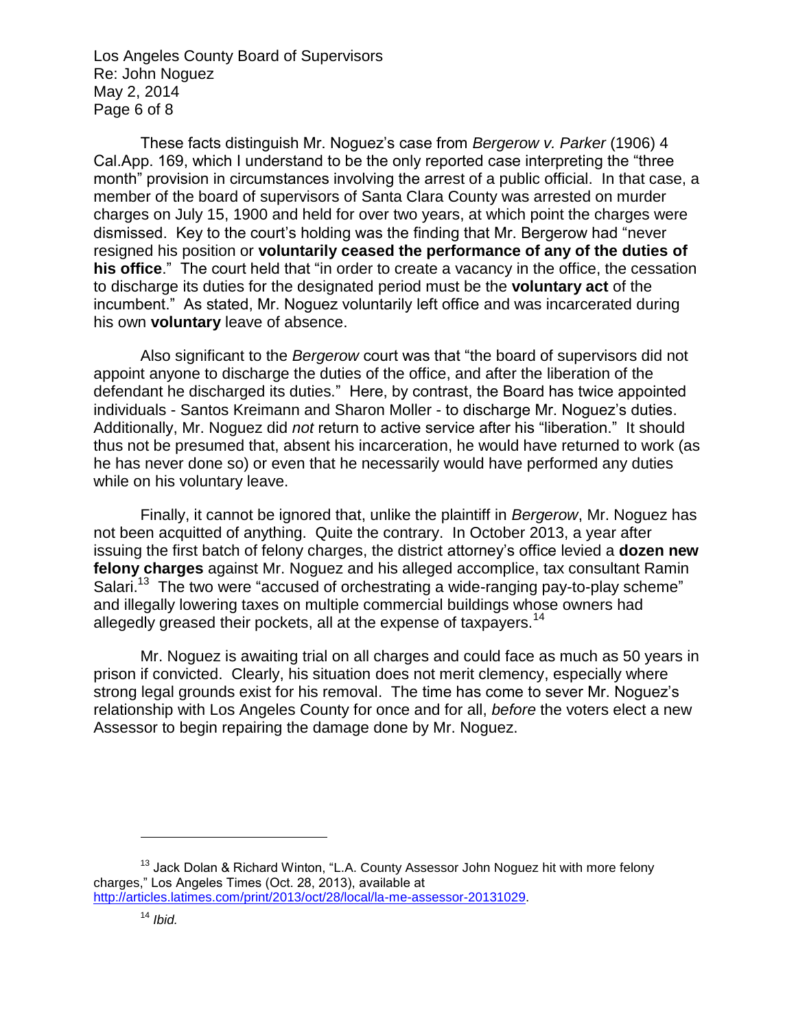These facts distinguish Mr. Noguez's case from *Bergerow v. Parker* (1906) 4 Cal.App. 169, which I understand to be the only reported case interpreting the "three month" provision in circumstances involving the arrest of a public official. In that case, a member of the board of supervisors of Santa Clara County was arrested on murder charges on July 15, 1900 and held for over two years, at which point the charges were dismissed. Key to the court's holding was the finding that Mr. Bergerow had "never resigned his position or **voluntarily ceased the performance of any of the duties of his office**." The court held that "in order to create a vacancy in the office, the cessation to discharge its duties for the designated period must be the **voluntary act** of the incumbent." As stated, Mr. Noguez voluntarily left office and was incarcerated during his own **voluntary** leave of absence.

Also significant to the *Bergerow* court was that "the board of supervisors did not appoint anyone to discharge the duties of the office, and after the liberation of the defendant he discharged its duties." Here, by contrast, the Board has twice appointed individuals - Santos Kreimann and Sharon Moller - to discharge Mr. Noguez's duties. Additionally, Mr. Noguez did *not* return to active service after his "liberation." It should thus not be presumed that, absent his incarceration, he would have returned to work (as he has never done so) or even that he necessarily would have performed any duties while on his voluntary leave.

Finally, it cannot be ignored that, unlike the plaintiff in *Bergerow*, Mr. Noguez has not been acquitted of anything. Quite the contrary. In October 2013, a year after issuing the first batch of felony charges, the district attorney's office levied a **dozen new felony charges** against Mr. Noguez and his alleged accomplice, tax consultant Ramin Salari.[13] The two were "accused of orchestrating a wide-ranging pay-to-play scheme" and illegally lowering taxes on multiple commercial buildings whose owners had allegedly greased their pockets, all at the expense of taxpayers.[14]

Mr. Noguez is awaiting trial on all charges and could face as much as 50 years in prison if convicted. Clearly, his situation does not merit clemency, especially where strong legal grounds exist for his removal. The time has come to sever Mr. Noguez's relationship with Los Angeles County for once and for all, *before* the voters elect a new Assessor to begin repairing the damage done by Mr. Noguez.

---

[13] Jack Dolan & Richard Winton, "L.A. County Assessor John Noguez hit with more felony charges," Los Angeles Times (Oct. 28, 2013), available at http://articles.latimes.com/print/2013/oct/28/local/la-me-assessor-20131029.

[14] *Ibid.*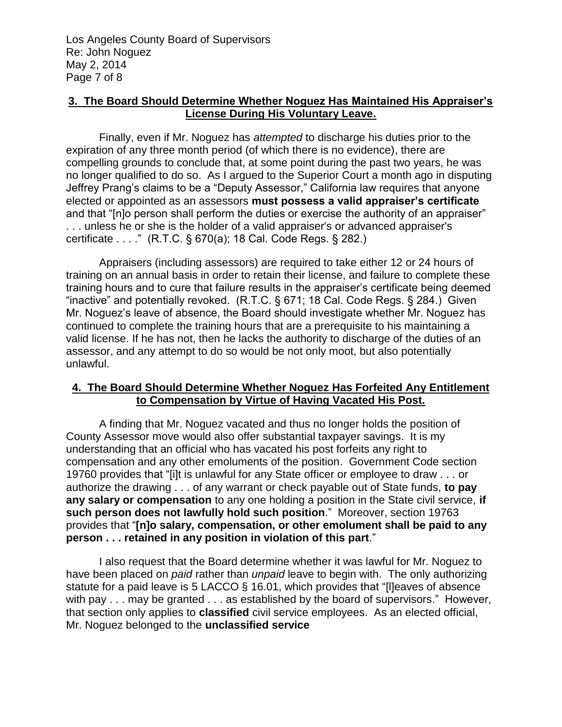## 3. The Board Should Determine Whether Noguez Has Maintained His Appraiser's License During His Voluntary Leave.

Finally, even if Mr. Noguez has *attempted* to discharge his duties prior to the expiration of any three month period (of which there is no evidence), there are compelling grounds to conclude that, at some point during the past two years, he was no longer qualified to do so. As I argued to the Superior Court a month ago in disputing Jeffrey Prang's claims to be a "Deputy Assessor," California law requires that anyone elected or appointed as an assessors **must possess a valid appraiser's certificate** and that "[n]o person shall perform the duties or exercise the authority of an appraiser" . . . unless he or she is the holder of a valid appraiser's or advanced appraiser's certificate . . . ." (R.T.C. § 670(a); 18 Cal. Code Regs. § 282.)

Appraisers (including assessors) are required to take either 12 or 24 hours of training on an annual basis in order to retain their license, and failure to complete these training hours and to cure that failure results in the appraiser's certificate being deemed "inactive" and potentially revoked. (R.T.C. § 671; 18 Cal. Code Regs. § 284.) Given Mr. Noguez's leave of absence, the Board should investigate whether Mr. Noguez has continued to complete the training hours that are a prerequisite to his maintaining a valid license. If he has not, then he lacks the authority to discharge of the duties of an assessor, and any attempt to do so would be not only moot, but also potentially unlawful.

## 4. The Board Should Determine Whether Noguez Has Forfeited Any Entitlement to Compensation by Virtue of Having Vacated His Post.

A finding that Mr. Noguez vacated and thus no longer holds the position of County Assessor move would also offer substantial taxpayer savings. It is my understanding that an official who has vacated his post forfeits any right to compensation and any other emoluments of the position. Government Code section 19760 provides that "[i]t is unlawful for any State officer or employee to draw . . . or authorize the drawing . . . of any warrant or check payable out of State funds, **to pay any salary or compensation** to any one holding a position in the State civil service, **if such person does not lawfully hold such position**." Moreover, section 19763 provides that "**[n]o salary, compensation, or other emolument shall be paid to any person . . . retained in any position in violation of this part**."

I also request that the Board determine whether it was lawful for Mr. Noguez to have been placed on *paid* rather than *unpaid* leave to begin with. The only authorizing statute for a paid leave is 5 LACCO § 16.01, which provides that "[l]eaves of absence with pay . . . may be granted . . . as established by the board of supervisors." However, that section only applies to **classified** civil service employees. As an elected official, Mr. Noguez belonged to the **unclassified service**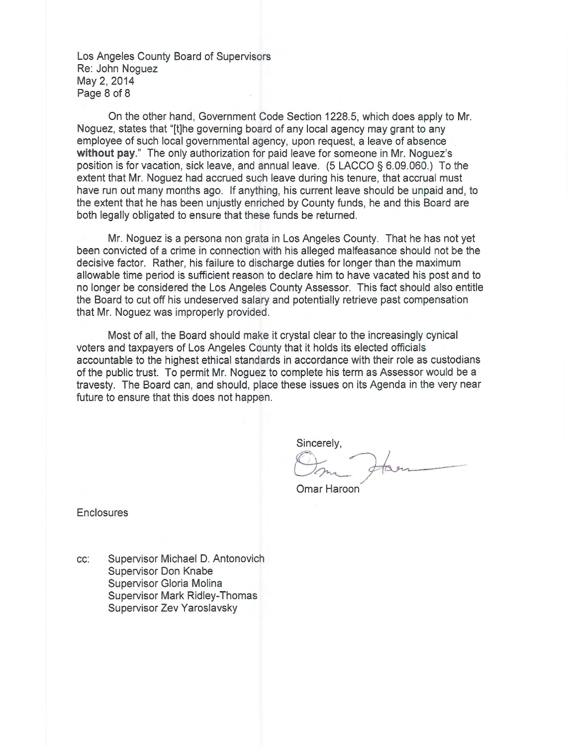On the other hand, Government Code Section 1228.5, which does apply to Mr. Noguez, states that "[t]he governing board of any local agency may grant to any employee of such local governmental agency, upon request, a leave of absence **without pay**." The only authorization for paid leave for someone in Mr. Noguez's position is for vacation, sick leave, and annual leave. (5 LACCO § 6.09.060.) To the extent that Mr. Noguez had accrued such leave during his tenure, that accrual must have run out many months ago. If anything, his current leave should be unpaid and, to the extent that he has been unjustly enriched by County funds, he and this Board are both legally obligated to ensure that these funds be returned.

Mr. Noguez is a persona non grata in Los Angeles County. That he has not yet been convicted of a crime in connection with his alleged malfeasance should not be the decisive factor. Rather, his failure to discharge duties for longer than the maximum allowable time period is sufficient reason to declare him to have vacated his post and to no longer be considered the Los Angeles County Assessor. This fact should also entitle the Board to cut off his undeserved salary and potentially retrieve past compensation that Mr. Noguez was improperly provided.

Most of all, the Board should make it crystal clear to the increasingly cynical voters and taxpayers of Los Angeles County that it holds its elected officials accountable to the highest ethical standards in accordance with their role as custodians of the public trust. To permit Mr. Noguez to complete his term as Assessor would be a travesty. The Board can, and should, place these issues on its Agenda in the very near future to ensure that this does not happen.

Sincerely,

Omar Haroon

Enclosures

cc: Supervisor Michael D. Antonovich
Supervisor Don Knabe
Supervisor Gloria Molina
Supervisor Mark Ridley-Thomas
Supervisor Zev Yaroslavsky